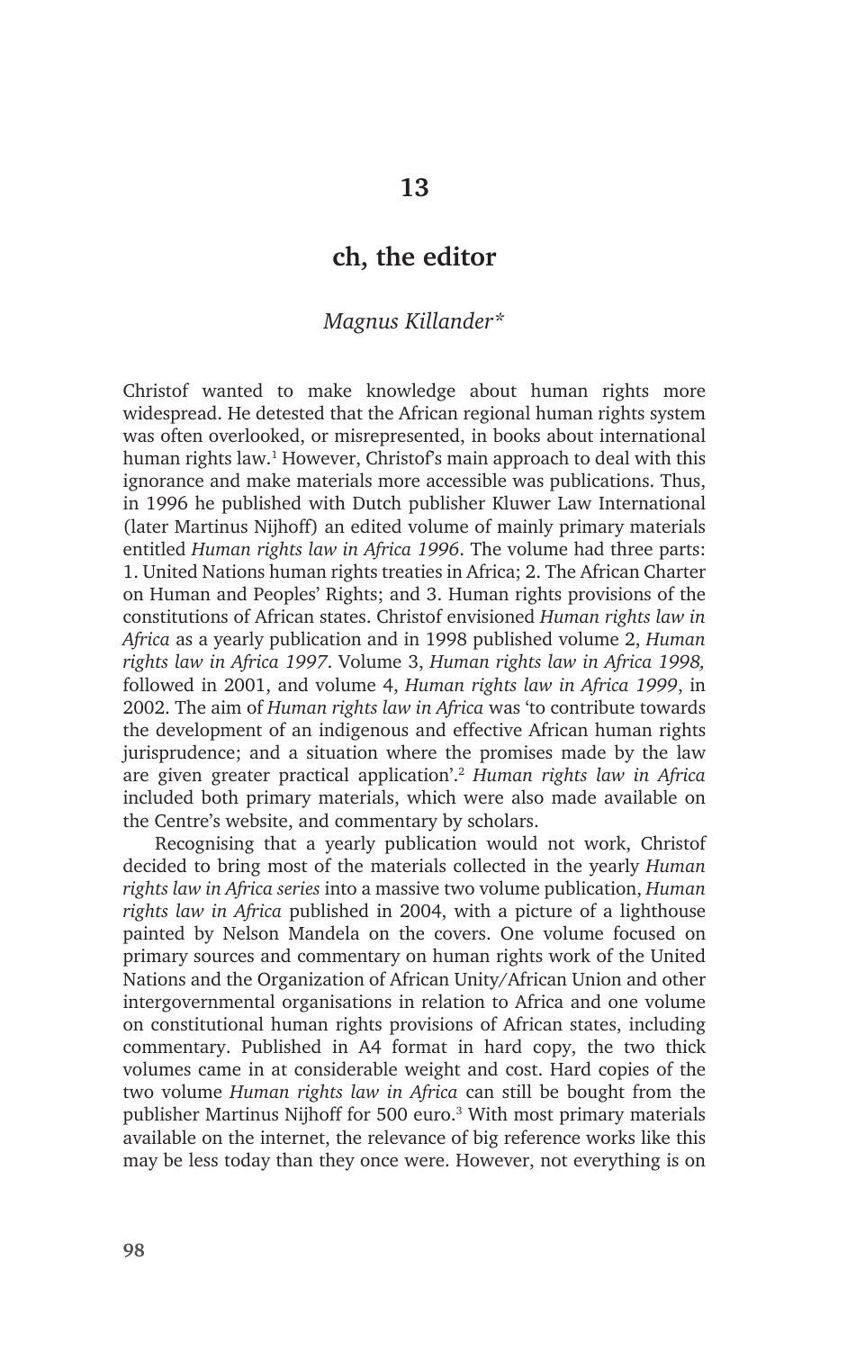# 13

## ch, the editor

*Magnus Killander\**

Christof wanted to make knowledge about human rights more widespread. He detested that the African regional human rights system was often overlooked, or misrepresented, in books about international human rights law.[1] However, Christof's main approach to deal with this ignorance and make materials more accessible was publications. Thus, in 1996 he published with Dutch publisher Kluwer Law International (later Martinus Nijhoff) an edited volume of mainly primary materials entitled *Human rights law in Africa 1996*. The volume had three parts: 1. United Nations human rights treaties in Africa; 2. The African Charter on Human and Peoples' Rights; and 3. Human rights provisions of the constitutions of African states. Christof envisioned *Human rights law in Africa* as a yearly publication and in 1998 published volume 2, *Human rights law in Africa 1997*. Volume 3, *Human rights law in Africa 1998,* followed in 2001, and volume 4, *Human rights law in Africa 1999*, in 2002. The aim of *Human rights law in Africa* was 'to contribute towards the development of an indigenous and effective African human rights jurisprudence; and a situation where the promises made by the law are given greater practical application'.[2] *Human rights law in Africa* included both primary materials, which were also made available on the Centre's website, and commentary by scholars.

Recognising that a yearly publication would not work, Christof decided to bring most of the materials collected in the yearly *Human rights law in Africa series* into a massive two volume publication, *Human rights law in Africa* published in 2004, with a picture of a lighthouse painted by Nelson Mandela on the covers. One volume focused on primary sources and commentary on human rights work of the United Nations and the Organization of African Unity/African Union and other intergovernmental organisations in relation to Africa and one volume on constitutional human rights provisions of African states, including commentary. Published in A4 format in hard copy, the two thick volumes came in at considerable weight and cost. Hard copies of the two volume *Human rights law in Africa* can still be bought from the publisher Martinus Nijhoff for 500 euro.[3] With most primary materials available on the internet, the relevance of big reference works like this may be less today than they once were. However, not everything is on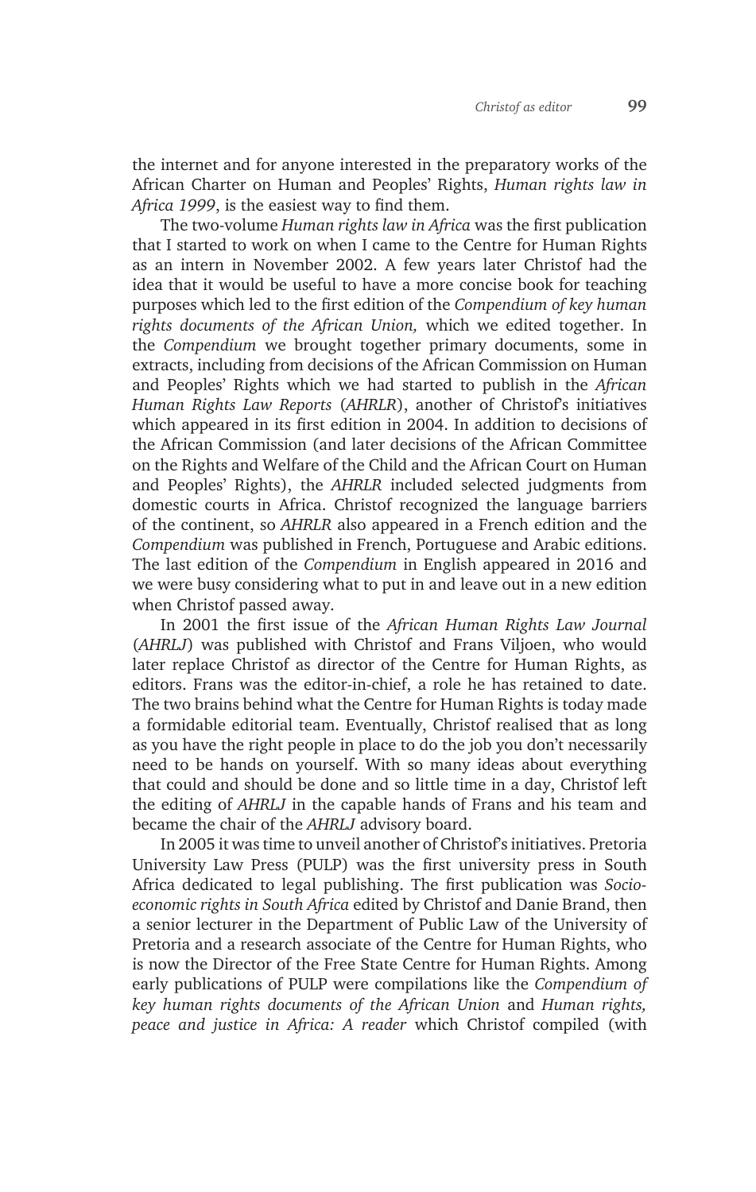the internet and for anyone interested in the preparatory works of the African Charter on Human and Peoples' Rights, *Human rights law in Africa 1999*, is the easiest way to find them.

The two-volume *Human rights law in Africa* was the first publication that I started to work on when I came to the Centre for Human Rights as an intern in November 2002. A few years later Christof had the idea that it would be useful to have a more concise book for teaching purposes which led to the first edition of the *Compendium of key human rights documents of the African Union,* which we edited together. In the *Compendium* we brought together primary documents, some in extracts, including from decisions of the African Commission on Human and Peoples' Rights which we had started to publish in the *African Human Rights Law Reports* (*AHRLR*), another of Christof's initiatives which appeared in its first edition in 2004. In addition to decisions of the African Commission (and later decisions of the African Committee on the Rights and Welfare of the Child and the African Court on Human and Peoples' Rights), the *AHRLR* included selected judgments from domestic courts in Africa. Christof recognized the language barriers of the continent, so *AHRLR* also appeared in a French edition and the *Compendium* was published in French, Portuguese and Arabic editions. The last edition of the *Compendium* in English appeared in 2016 and we were busy considering what to put in and leave out in a new edition when Christof passed away.

In 2001 the first issue of the *African Human Rights Law Journal* (*AHRLJ*) was published with Christof and Frans Viljoen, who would later replace Christof as director of the Centre for Human Rights, as editors. Frans was the editor-in-chief, a role he has retained to date. The two brains behind what the Centre for Human Rights is today made a formidable editorial team. Eventually, Christof realised that as long as you have the right people in place to do the job you don't necessarily need to be hands on yourself. With so many ideas about everything that could and should be done and so little time in a day, Christof left the editing of *AHRLJ* in the capable hands of Frans and his team and became the chair of the *AHRLJ* advisory board.

In 2005 it was time to unveil another of Christof's initiatives. Pretoria University Law Press (PULP) was the first university press in South Africa dedicated to legal publishing. The first publication was *Socio-economic rights in South Africa* edited by Christof and Danie Brand, then a senior lecturer in the Department of Public Law of the University of Pretoria and a research associate of the Centre for Human Rights, who is now the Director of the Free State Centre for Human Rights. Among early publications of PULP were compilations like the *Compendium of key human rights documents of the African Union* and *Human rights, peace and justice in Africa: A reader* which Christof compiled (with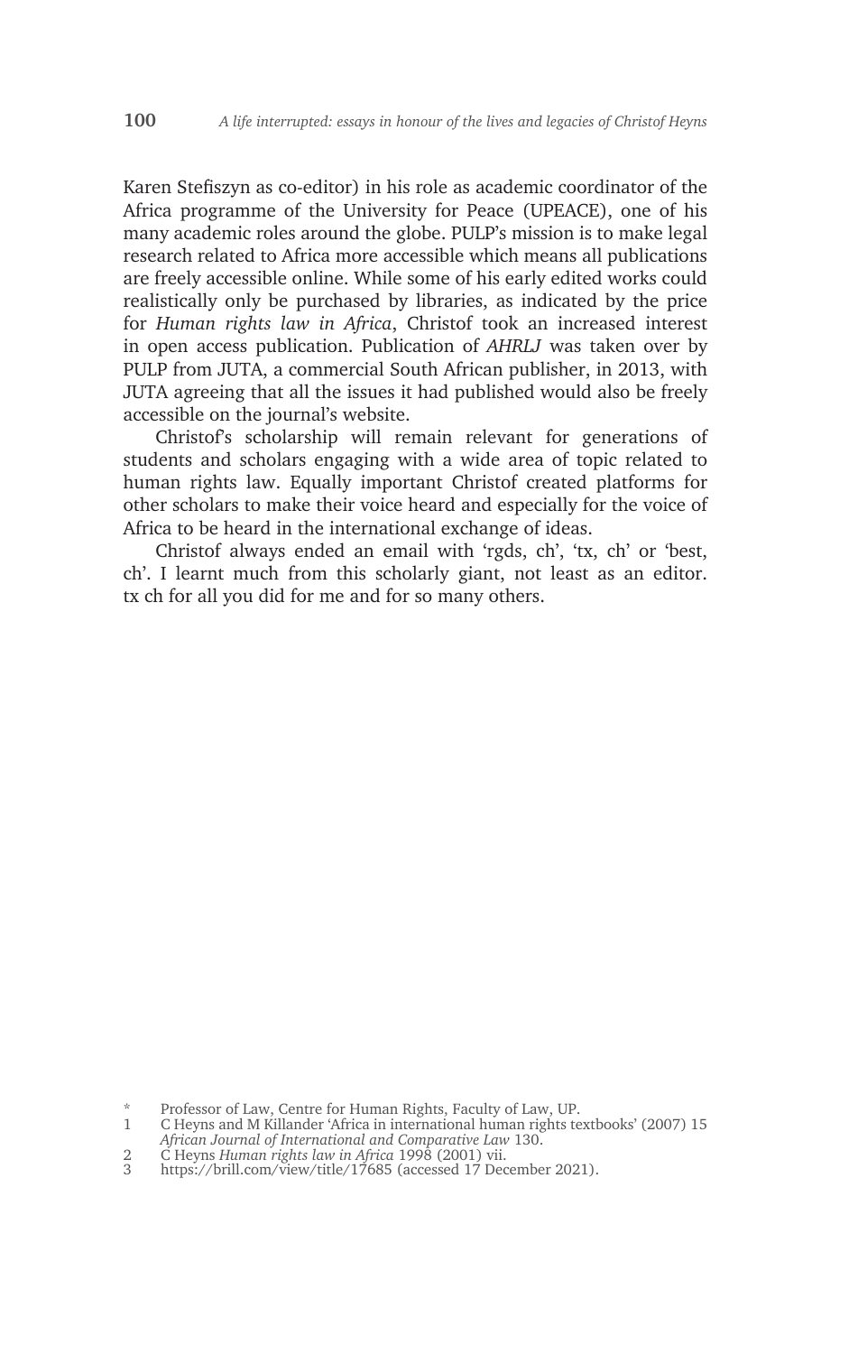Karen Stefiszyn as co-editor) in his role as academic coordinator of the Africa programme of the University for Peace (UPEACE), one of his many academic roles around the globe. PULP's mission is to make legal research related to Africa more accessible which means all publications are freely accessible online. While some of his early edited works could realistically only be purchased by libraries, as indicated by the price for *Human rights law in Africa*, Christof took an increased interest in open access publication. Publication of *AHRLJ* was taken over by PULP from JUTA, a commercial South African publisher, in 2013, with JUTA agreeing that all the issues it had published would also be freely accessible on the journal's website.

Christof's scholarship will remain relevant for generations of students and scholars engaging with a wide area of topic related to human rights law. Equally important Christof created platforms for other scholars to make their voice heard and especially for the voice of Africa to be heard in the international exchange of ideas.

Christof always ended an email with 'rgds, ch', 'tx, ch' or 'best, ch'. I learnt much from this scholarly giant, not least as an editor. tx ch for all you did for me and for so many others.

---

\* Professor of Law, Centre for Human Rights, Faculty of Law, UP.

1 C Heyns and M Killander 'Africa in international human rights textbooks' (2007) 15 *African Journal of International and Comparative Law* 130.

2 C Heyns *Human rights law in Africa* 1998 (2001) vii.

3 https://brill.com/view/title/17685 (accessed 17 December 2021).